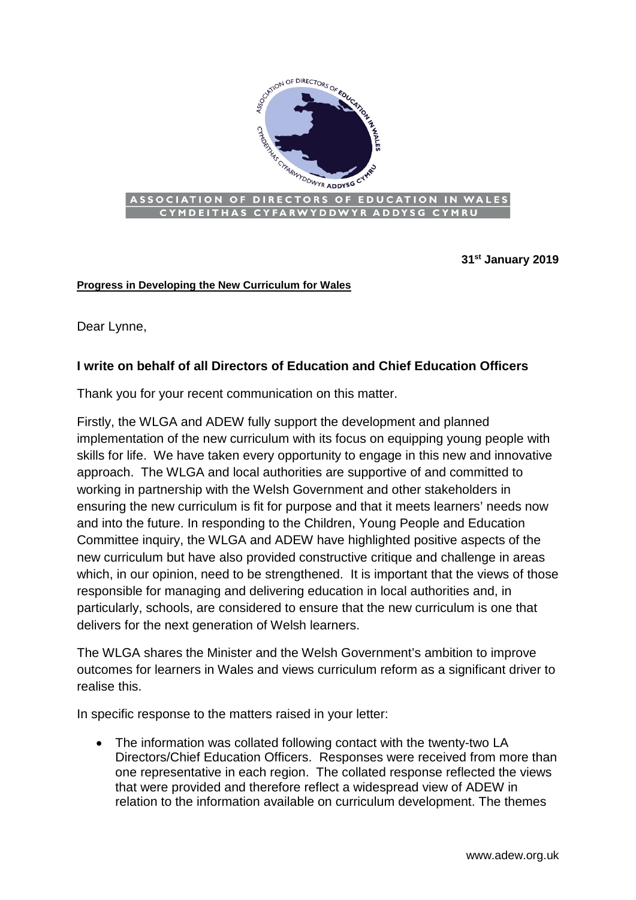**ASSOCIATION OF DIRECTORS OF EDUCATION IN WALES**
**CYMDEITHAS CYFARWYDDWYR ADDYSG CYMRU**

**31st January 2019**

**Progress in Developing the New Curriculum for Wales**

Dear Lynne,

**I write on behalf of all Directors of Education and Chief Education Officers**

Thank you for your recent communication on this matter.

Firstly, the WLGA and ADEW fully support the development and planned implementation of the new curriculum with its focus on equipping young people with skills for life. We have taken every opportunity to engage in this new and innovative approach. The WLGA and local authorities are supportive of and committed to working in partnership with the Welsh Government and other stakeholders in ensuring the new curriculum is fit for purpose and that it meets learners' needs now and into the future. In responding to the Children, Young People and Education Committee inquiry, the WLGA and ADEW have highlighted positive aspects of the new curriculum but have also provided constructive critique and challenge in areas which, in our opinion, need to be strengthened. It is important that the views of those responsible for managing and delivering education in local authorities and, in particularly, schools, are considered to ensure that the new curriculum is one that delivers for the next generation of Welsh learners.

The WLGA shares the Minister and the Welsh Government's ambition to improve outcomes for learners in Wales and views curriculum reform as a significant driver to realise this.

In specific response to the matters raised in your letter:

- The information was collated following contact with the twenty-two LA Directors/Chief Education Officers. Responses were received from more than one representative in each region. The collated response reflected the views that were provided and therefore reflect a widespread view of ADEW in relation to the information available on curriculum development. The themes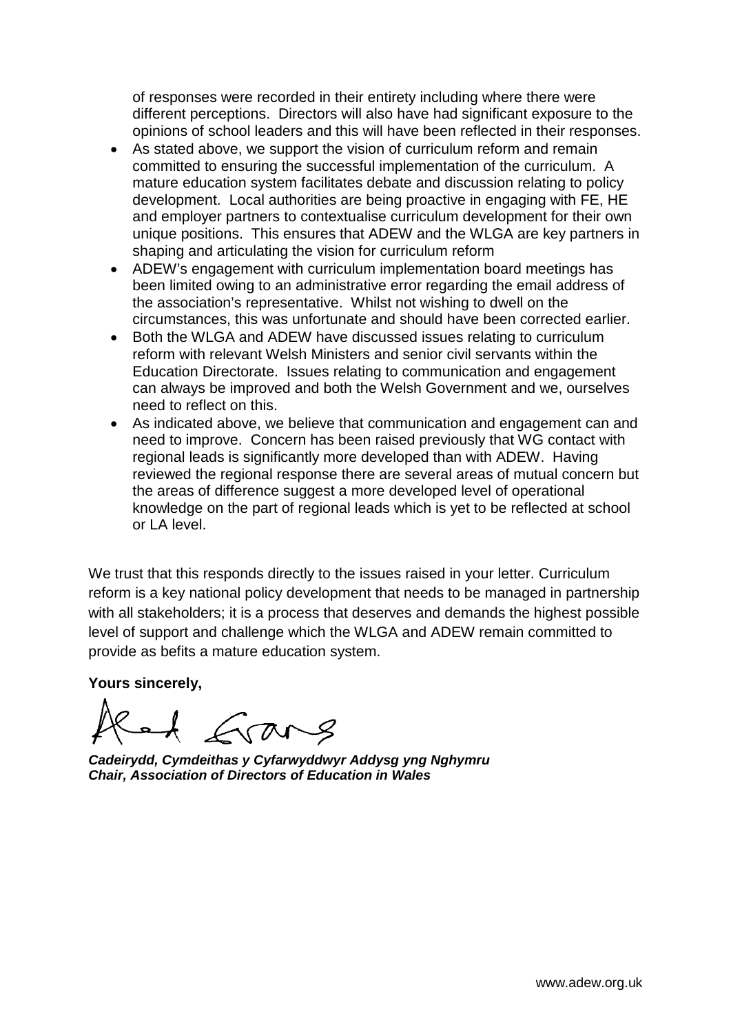of responses were recorded in their entirety including where there were different perceptions. Directors will also have had significant exposure to the opinions of school leaders and this will have been reflected in their responses.

- As stated above, we support the vision of curriculum reform and remain committed to ensuring the successful implementation of the curriculum. A mature education system facilitates debate and discussion relating to policy development. Local authorities are being proactive in engaging with FE, HE and employer partners to contextualise curriculum development for their own unique positions. This ensures that ADEW and the WLGA are key partners in shaping and articulating the vision for curriculum reform
- ADEW's engagement with curriculum implementation board meetings has been limited owing to an administrative error regarding the email address of the association's representative. Whilst not wishing to dwell on the circumstances, this was unfortunate and should have been corrected earlier.
- Both the WLGA and ADEW have discussed issues relating to curriculum reform with relevant Welsh Ministers and senior civil servants within the Education Directorate. Issues relating to communication and engagement can always be improved and both the Welsh Government and we, ourselves need to reflect on this.
- As indicated above, we believe that communication and engagement can and need to improve. Concern has been raised previously that WG contact with regional leads is significantly more developed than with ADEW. Having reviewed the regional response there are several areas of mutual concern but the areas of difference suggest a more developed level of operational knowledge on the part of regional leads which is yet to be reflected at school or LA level.

We trust that this responds directly to the issues raised in your letter. Curriculum reform is a key national policy development that needs to be managed in partnership with all stakeholders; it is a process that deserves and demands the highest possible level of support and challenge which the WLGA and ADEW remain committed to provide as befits a mature education system.

**Yours sincerely,**

***Cadeirydd, Cymdeithas y Cyfarwyddwyr Addysg yng Nghymru***
***Chair, Association of Directors of Education in Wales***

www.adew.org.uk